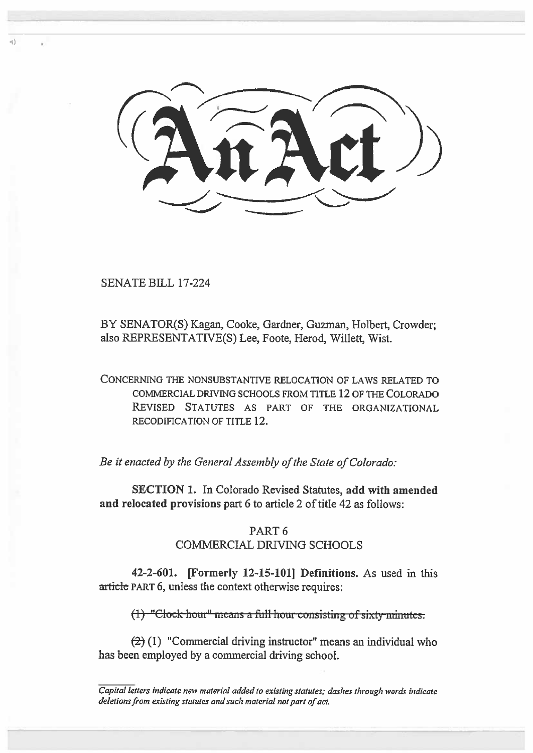# An Act

SENATE BILL 17-224

BY SENATOR(S) Kagan, Cooke, Gardner, Guzman, Holbert, Crowder; also REPRESENTATIVE(S) Lee, Foote, Herod, Willett, Wist.

CONCERNING THE NONSUBSTANTIVE RELOCATION OF LAWS RELATED TO COMMERCIAL DRIVING SCHOOLS FROM TITLE 12 OF THE COLORADO REVISED STATUTES AS PART OF THE ORGANIZATIONAL RECODIFICATION OF TITLE 12.

*Be it enacted by the General Assembly of the State of Colorado:*

**SECTION 1.** In Colorado Revised Statutes, **add with amended and relocated provisions** part 6 to article 2 of title 42 as follows:

PART 6
COMMERCIAL DRIVING SCHOOLS

**42-2-601. [Formerly 12-15-101] Definitions.** As used in this ~~article~~ PART 6, unless the context otherwise requires:

~~(1) "Clock hour" means a full hour consisting of sixty minutes.~~

~~(2)~~ (1) "Commercial driving instructor" means an individual who has been employed by a commercial driving school.

*Capital letters indicate new material added to existing statutes; dashes through words indicate deletions from existing statutes and such material not part of act.*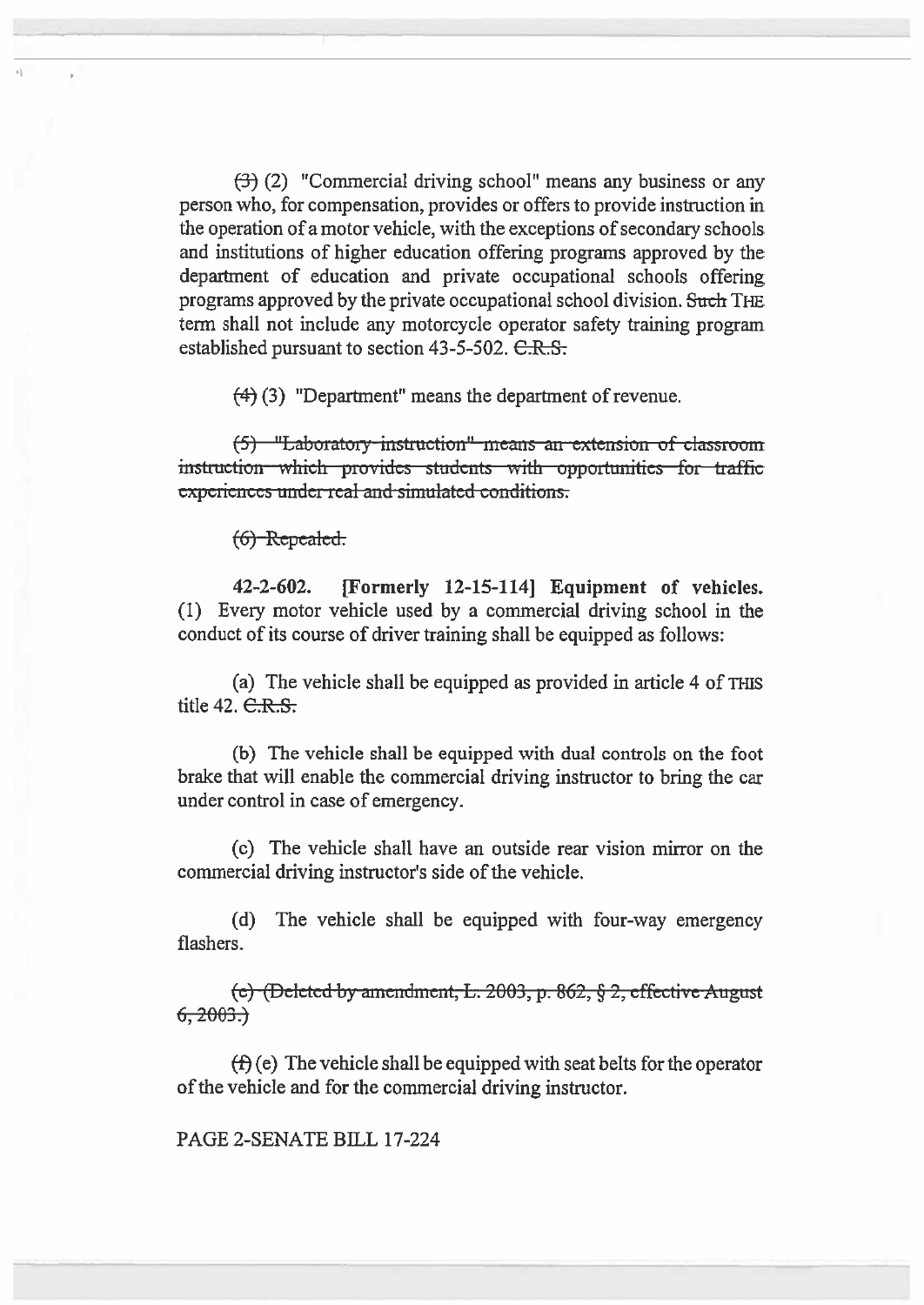~~(3)~~ (2) "Commercial driving school" means any business or any person who, for compensation, provides or offers to provide instruction in the operation of a motor vehicle, with the exceptions of secondary schools and institutions of higher education offering programs approved by the department of education and private occupational schools offering programs approved by the private occupational school division. ~~Such~~ THE term shall not include any motorcycle operator safety training program established pursuant to section 43-5-502. ~~C.R.S.~~

~~(4)~~ (3) "Department" means the department of revenue.

~~(5) "Laboratory instruction" means an extension of classroom instruction which provides students with opportunities for traffic experiences under real and simulated conditions.~~

~~(6) Repealed.~~

**42-2-602. [Formerly 12-15-114] Equipment of vehicles.** (1) Every motor vehicle used by a commercial driving school in the conduct of its course of driver training shall be equipped as follows:

(a) The vehicle shall be equipped as provided in article 4 of THIS title 42. ~~C.R.S.~~

(b) The vehicle shall be equipped with dual controls on the foot brake that will enable the commercial driving instructor to bring the car under control in case of emergency.

(c) The vehicle shall have an outside rear vision mirror on the commercial driving instructor's side of the vehicle.

(d) The vehicle shall be equipped with four-way emergency flashers.

~~(e) (Deleted by amendment, L. 2003, p. 862, § 2, effective August 6, 2003.)~~

~~(f)~~ (e) The vehicle shall be equipped with seat belts for the operator of the vehicle and for the commercial driving instructor.

PAGE 2-SENATE BILL 17-224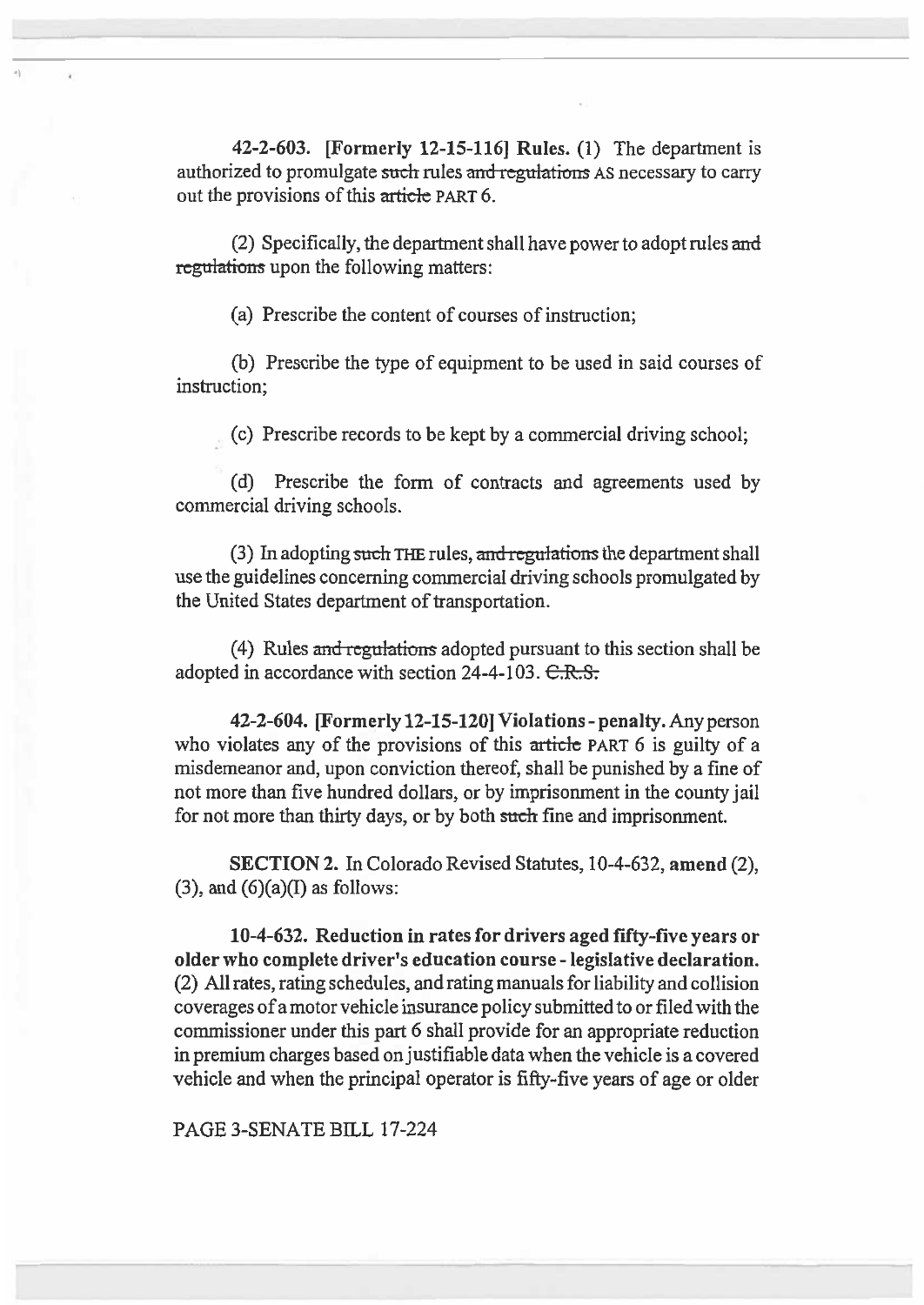**42-2-603. [Formerly 12-15-116] Rules.** (1) The department is authorized to promulgate ~~such~~ rules ~~and regulations~~ AS necessary to carry out the provisions of this ~~article~~ PART 6.

(2) Specifically, the department shall have power to adopt rules ~~and regulations~~ upon the following matters:

(a) Prescribe the content of courses of instruction;

(b) Prescribe the type of equipment to be used in said courses of instruction;

(c) Prescribe records to be kept by a commercial driving school;

(d) Prescribe the form of contracts and agreements used by commercial driving schools.

(3) In adopting ~~such~~ THE rules, ~~and regulations~~ the department shall use the guidelines concerning commercial driving schools promulgated by the United States department of transportation.

(4) Rules ~~and regulations~~ adopted pursuant to this section shall be adopted in accordance with section 24-4-103. ~~C.R.S.~~

**42-2-604. [Formerly 12-15-120] Violations - penalty.** Any person who violates any of the provisions of this ~~article~~ PART 6 is guilty of a misdemeanor and, upon conviction thereof, shall be punished by a fine of not more than five hundred dollars, or by imprisonment in the county jail for not more than thirty days, or by both ~~such~~ fine and imprisonment.

**SECTION 2.** In Colorado Revised Statutes, 10-4-632, **amend** (2), (3), and (6)(a)(I) as follows:

**10-4-632. Reduction in rates for drivers aged fifty-five years or older who complete driver's education course - legislative declaration.** (2) All rates, rating schedules, and rating manuals for liability and collision coverages of a motor vehicle insurance policy submitted to or filed with the commissioner under this part 6 shall provide for an appropriate reduction in premium charges based on justifiable data when the vehicle is a covered vehicle and when the principal operator is fifty-five years of age or older

PAGE 3-SENATE BILL 17-224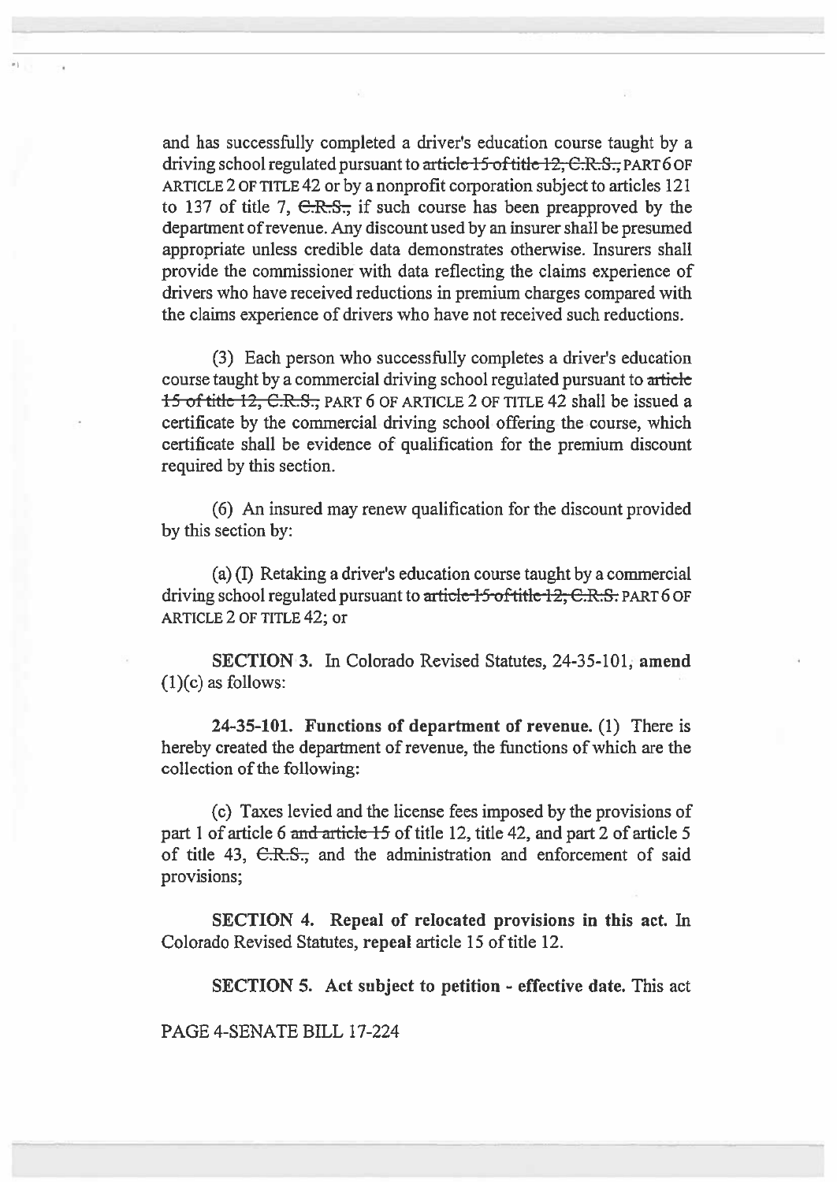and has successfully completed a driver's education course taught by a driving school regulated pursuant to ~~article 15 of title 12, C.R.S.,~~ PART 6 OF ARTICLE 2 OF TITLE 42 or by a nonprofit corporation subject to articles 121 to 137 of title 7, ~~C.R.S.,~~ if such course has been preapproved by the department of revenue. Any discount used by an insurer shall be presumed appropriate unless credible data demonstrates otherwise. Insurers shall provide the commissioner with data reflecting the claims experience of drivers who have received reductions in premium charges compared with the claims experience of drivers who have not received such reductions.

(3) Each person who successfully completes a driver's education course taught by a commercial driving school regulated pursuant to ~~article 15 of title 12, C.R.S.,~~ PART 6 OF ARTICLE 2 OF TITLE 42 shall be issued a certificate by the commercial driving school offering the course, which certificate shall be evidence of qualification for the premium discount required by this section.

(6) An insured may renew qualification for the discount provided by this section by:

(a) (I) Retaking a driver's education course taught by a commercial driving school regulated pursuant to ~~article 15 of title 12, C.R.S.~~ PART 6 OF ARTICLE 2 OF TITLE 42; or

**SECTION 3.** In Colorado Revised Statutes, 24-35-101, **amend** (1)(c) as follows:

**24-35-101. Functions of department of revenue.** (1) There is hereby created the department of revenue, the functions of which are the collection of the following:

(c) Taxes levied and the license fees imposed by the provisions of part 1 of article 6 ~~and article 15~~ of title 12, title 42, and part 2 of article 5 of title 43, ~~C.R.S.,~~ and the administration and enforcement of said provisions;

**SECTION 4. Repeal of relocated provisions in this act.** In Colorado Revised Statutes, **repeal** article 15 of title 12.

**SECTION 5. Act subject to petition - effective date.** This act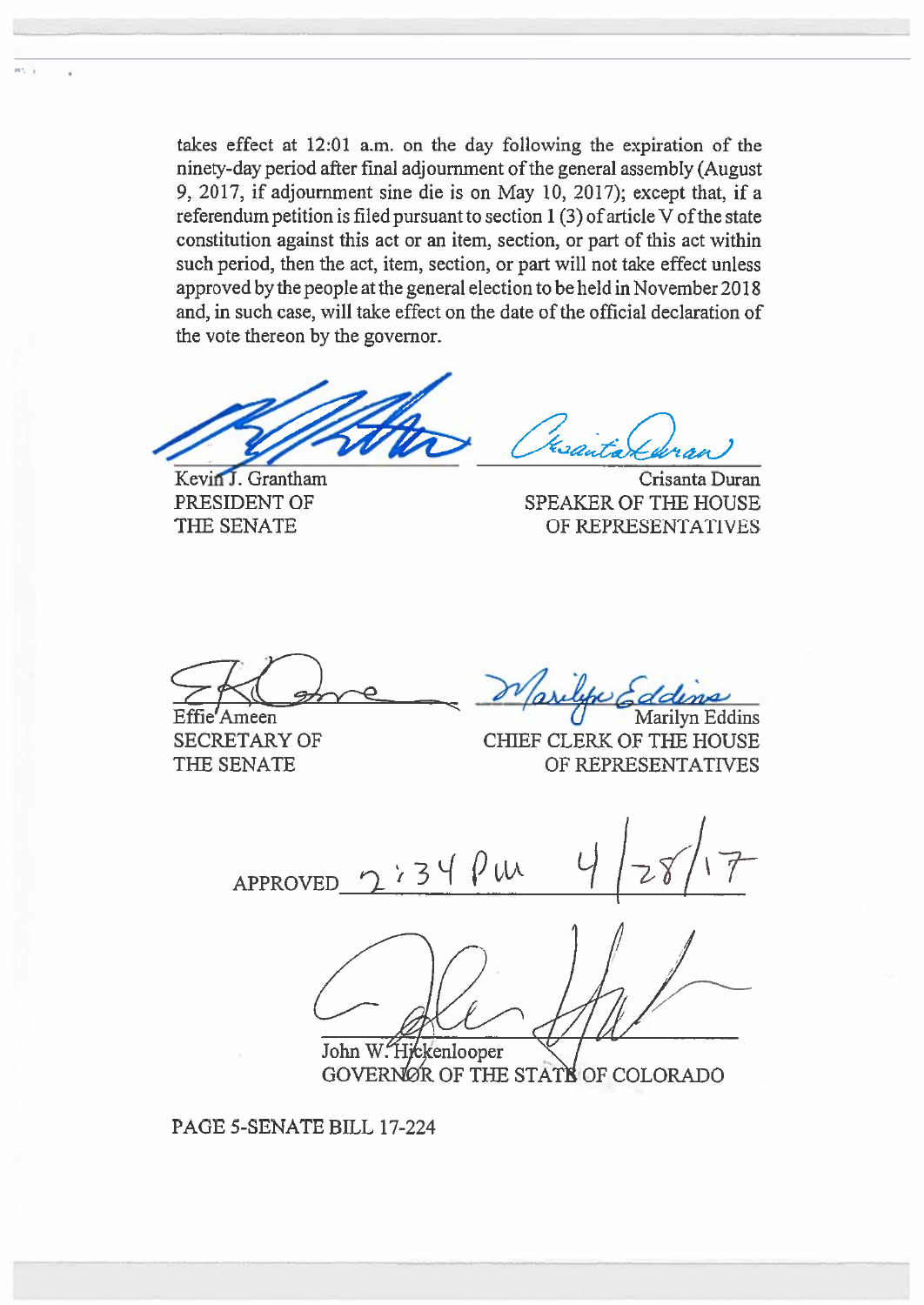takes effect at 12:01 a.m. on the day following the expiration of the ninety-day period after final adjournment of the general assembly (August 9, 2017, if adjournment sine die is on May 10, 2017); except that, if a referendum petition is filed pursuant to section 1 (3) of article V of the state constitution against this act or an item, section, or part of this act within such period, then the act, item, section, or part will not take effect unless approved by the people at the general election to be held in November 2018 and, in such case, will take effect on the date of the official declaration of the vote thereon by the governor.

| | |
|---|---|
| Kevin J. Grantham<br>PRESIDENT OF<br>THE SENATE | Crisanta Duran<br>SPEAKER OF THE HOUSE<br>OF REPRESENTATIVES |
| Effie Ameen<br>SECRETARY OF<br>THE SENATE | Marilyn Eddins<br>CHIEF CLERK OF THE HOUSE<br>OF REPRESENTATIVES |

APPROVED 2:34 PM 4/28/17

John W. Hickenlooper
GOVERNOR OF THE STATE OF COLORADO

PAGE 5-SENATE BILL 17-224